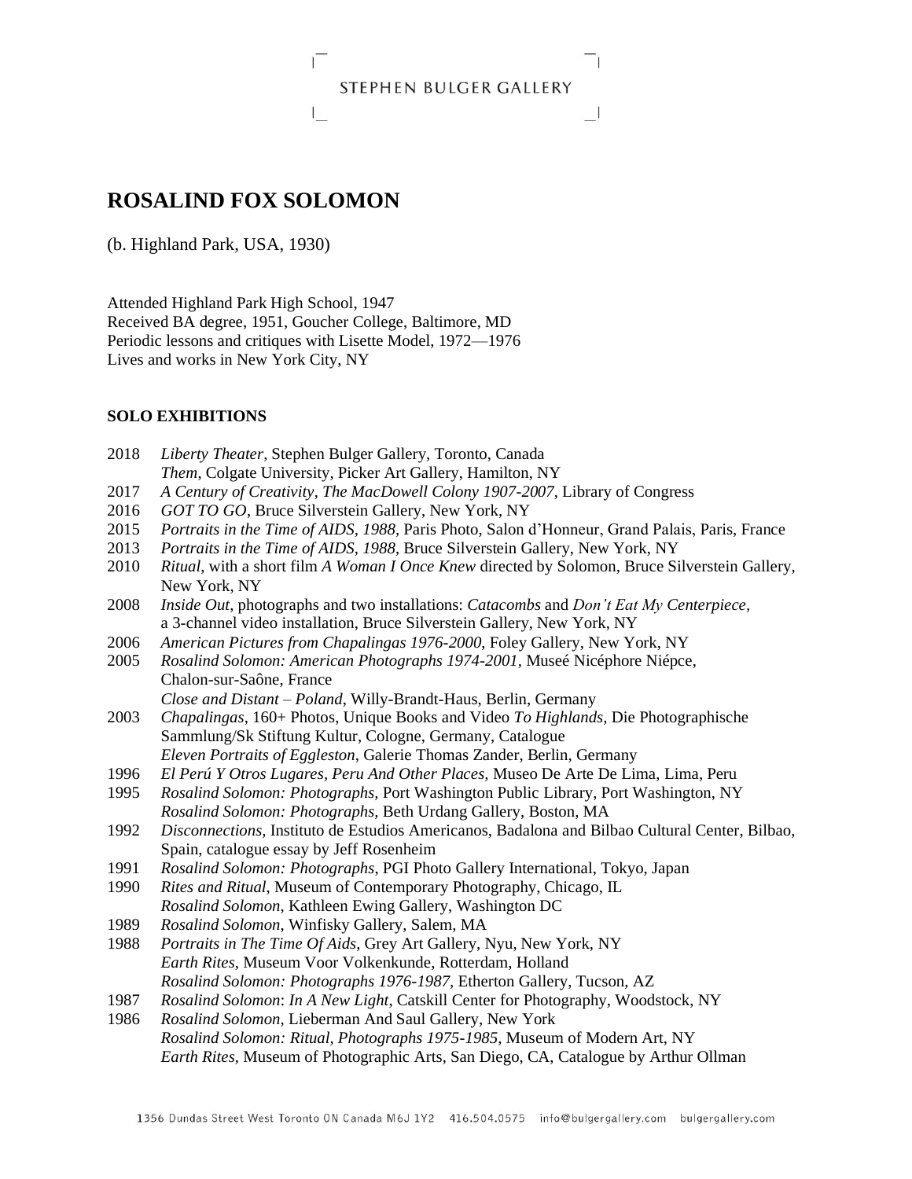STEPHEN BULGER GALLERY

# ROSALIND FOX SOLOMON

(b. Highland Park, USA, 1930)

Attended Highland Park High School, 1947
Received BA degree, 1951, Goucher College, Baltimore, MD
Periodic lessons and critiques with Lisette Model, 1972—1976
Lives and works in New York City, NY

## SOLO EXHIBITIONS

2018 *Liberty Theater*, Stephen Bulger Gallery, Toronto, Canada
*Them*, Colgate University, Picker Art Gallery, Hamilton, NY
2017 *A Century of Creativity*, *The MacDowell Colony 1907-2007*, Library of Congress
2016 *GOT TO GO*, Bruce Silverstein Gallery, New York, NY
2015 *Portraits in the Time of AIDS, 1988*, Paris Photo, Salon d'Honneur, Grand Palais, Paris, France
2013 *Portraits in the Time of AIDS, 1988*, Bruce Silverstein Gallery, New York, NY
2010 *Ritual*, with a short film *A Woman I Once Knew* directed by Solomon, Bruce Silverstein Gallery, New York, NY
2008 *Inside Out*, photographs and two installations: *Catacombs* and *Don't Eat My Centerpiece*, a 3-channel video installation, Bruce Silverstein Gallery, New York, NY
2006 *American Pictures from Chapalingas 1976-2000*, Foley Gallery, New York, NY
2005 *Rosalind Solomon: American Photographs 1974-2001*, Museé Nicéphore Niépce, Chalon-sur-Saône, France
*Close and Distant – Poland*, Willy-Brandt-Haus, Berlin, Germany
2003 *Chapalingas*, 160+ Photos, Unique Books and Video *To Highlands*, Die Photographische Sammlung/Sk Stiftung Kultur, Cologne, Germany, Catalogue
*Eleven Portraits of Eggleston*, Galerie Thomas Zander, Berlin, Germany
1996 *El Perú Y Otros Lugares, Peru And Other Places*, Museo De Arte De Lima, Lima, Peru
1995 *Rosalind Solomon: Photographs*, Port Washington Public Library, Port Washington, NY
*Rosalind Solomon: Photographs*, Beth Urdang Gallery, Boston, MA
1992 *Disconnections*, Instituto de Estudios Americanos, Badalona and Bilbao Cultural Center, Bilbao, Spain, catalogue essay by Jeff Rosenheim
1991 *Rosalind Solomon: Photographs*, PGI Photo Gallery International, Tokyo, Japan
1990 *Rites and Ritual*, Museum of Contemporary Photography, Chicago, IL
*Rosalind Solomon*, Kathleen Ewing Gallery, Washington DC
1989 *Rosalind Solomon*, Winfisky Gallery, Salem, MA
1988 *Portraits in The Time Of Aids*, Grey Art Gallery, Nyu, New York, NY
*Earth Rites*, Museum Voor Volkenkunde, Rotterdam, Holland
*Rosalind Solomon: Photographs 1976-1987*, Etherton Gallery, Tucson, AZ
1987 *Rosalind Solomon*: *In A New Light*, Catskill Center for Photography, Woodstock, NY
1986 *Rosalind Solomon*, Lieberman And Saul Gallery, New York
*Rosalind Solomon: Ritual, Photographs 1975-1985*, Museum of Modern Art, NY
*Earth Rites*, Museum of Photographic Arts, San Diego, CA, Catalogue by Arthur Ollman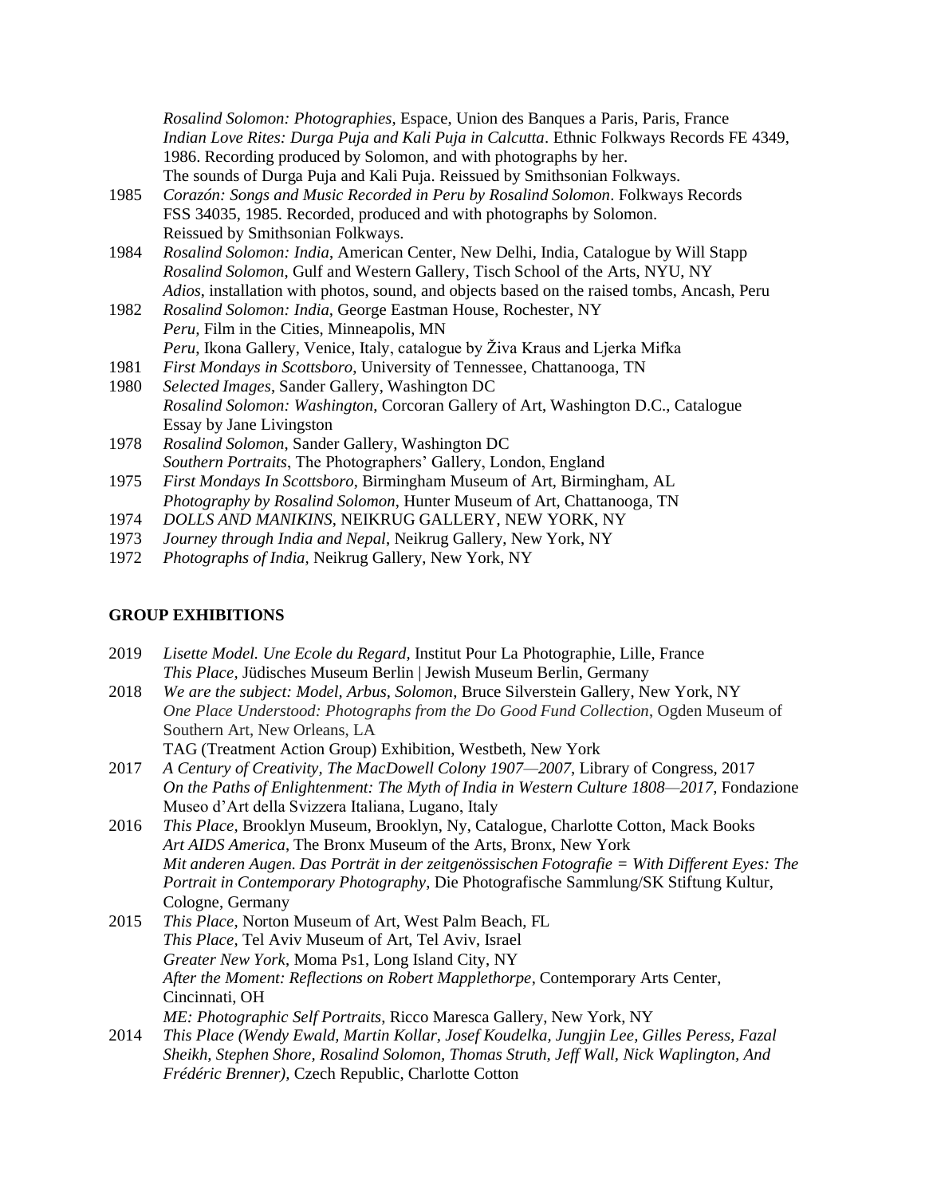*Rosalind Solomon: Photographies*, Espace, Union des Banques a Paris, Paris, France
*Indian Love Rites: Durga Puja and Kali Puja in Calcutta*. Ethnic Folkways Records FE 4349, 1986. Recording produced by Solomon, and with photographs by her.
The sounds of Durga Puja and Kali Puja. Reissued by Smithsonian Folkways.

1985 *Corazón: Songs and Music Recorded in Peru by Rosalind Solomon*. Folkways Records FSS 34035, 1985. Recorded, produced and with photographs by Solomon.
Reissued by Smithsonian Folkways.

1984 *Rosalind Solomon: India*, American Center, New Delhi, India, Catalogue by Will Stapp
*Rosalind Solomon*, Gulf and Western Gallery, Tisch School of the Arts, NYU, NY
*Adios*, installation with photos, sound, and objects based on the raised tombs, Ancash, Peru

1982 *Rosalind Solomon: India*, George Eastman House, Rochester, NY
*Peru*, Film in the Cities, Minneapolis, MN
*Peru*, Ikona Gallery, Venice, Italy, catalogue by Živa Kraus and Ljerka Mifka

1981 *First Mondays in Scottsboro*, University of Tennessee, Chattanooga, TN

1980 *Selected Images*, Sander Gallery, Washington DC
*Rosalind Solomon: Washington*, Corcoran Gallery of Art, Washington D.C., Catalogue Essay by Jane Livingston

1978 *Rosalind Solomon*, Sander Gallery, Washington DC
*Southern Portraits*, The Photographers' Gallery, London, England

1975 *First Mondays In Scottsboro*, Birmingham Museum of Art, Birmingham, AL
*Photography by Rosalind Solomon*, Hunter Museum of Art, Chattanooga, TN

1974 *DOLLS AND MANIKINS*, NEIKRUG GALLERY, NEW YORK, NY

1973 *Journey through India and Nepal*, Neikrug Gallery, New York, NY

1972 *Photographs of India*, Neikrug Gallery, New York, NY

## GROUP EXHIBITIONS

2019 *Lisette Model. Une Ecole du Regard*, Institut Pour La Photographie, Lille, France
*This Place*, Jüdisches Museum Berlin | Jewish Museum Berlin, Germany

2018 *We are the subject: Model, Arbus, Solomon*, Bruce Silverstein Gallery, New York, NY
*One Place Understood: Photographs from the Do Good Fund Collection*, Ogden Museum of Southern Art, New Orleans, LA
TAG (Treatment Action Group) Exhibition, Westbeth, New York

2017 *A Century of Creativity, The MacDowell Colony 1907—2007*, Library of Congress, 2017
*On the Paths of Enlightenment: The Myth of India in Western Culture 1808—2017*, Fondazione Museo d'Art della Svizzera Italiana, Lugano, Italy

2016 *This Place*, Brooklyn Museum, Brooklyn, Ny, Catalogue, Charlotte Cotton, Mack Books
*Art AIDS America*, The Bronx Museum of the Arts, Bronx, New York
*Mit anderen Augen. Das Porträt in der zeitgenössischen Fotografie = With Different Eyes: The Portrait in Contemporary Photography*, Die Photografische Sammlung/SK Stiftung Kultur, Cologne, Germany

2015 *This Place*, Norton Museum of Art, West Palm Beach, FL
*This Place*, Tel Aviv Museum of Art, Tel Aviv, Israel
*Greater New York*, Moma Ps1, Long Island City, NY
*After the Moment: Reflections on Robert Mapplethorpe*, Contemporary Arts Center, Cincinnati, OH
*ME: Photographic Self Portraits*, Ricco Maresca Gallery, New York, NY

2014 *This Place (Wendy Ewald, Martin Kollar, Josef Koudelka, Jungjin Lee, Gilles Peress, Fazal Sheikh, Stephen Shore, Rosalind Solomon, Thomas Struth, Jeff Wall, Nick Waplington, And Frédéric Brenner)*, Czech Republic, Charlotte Cotton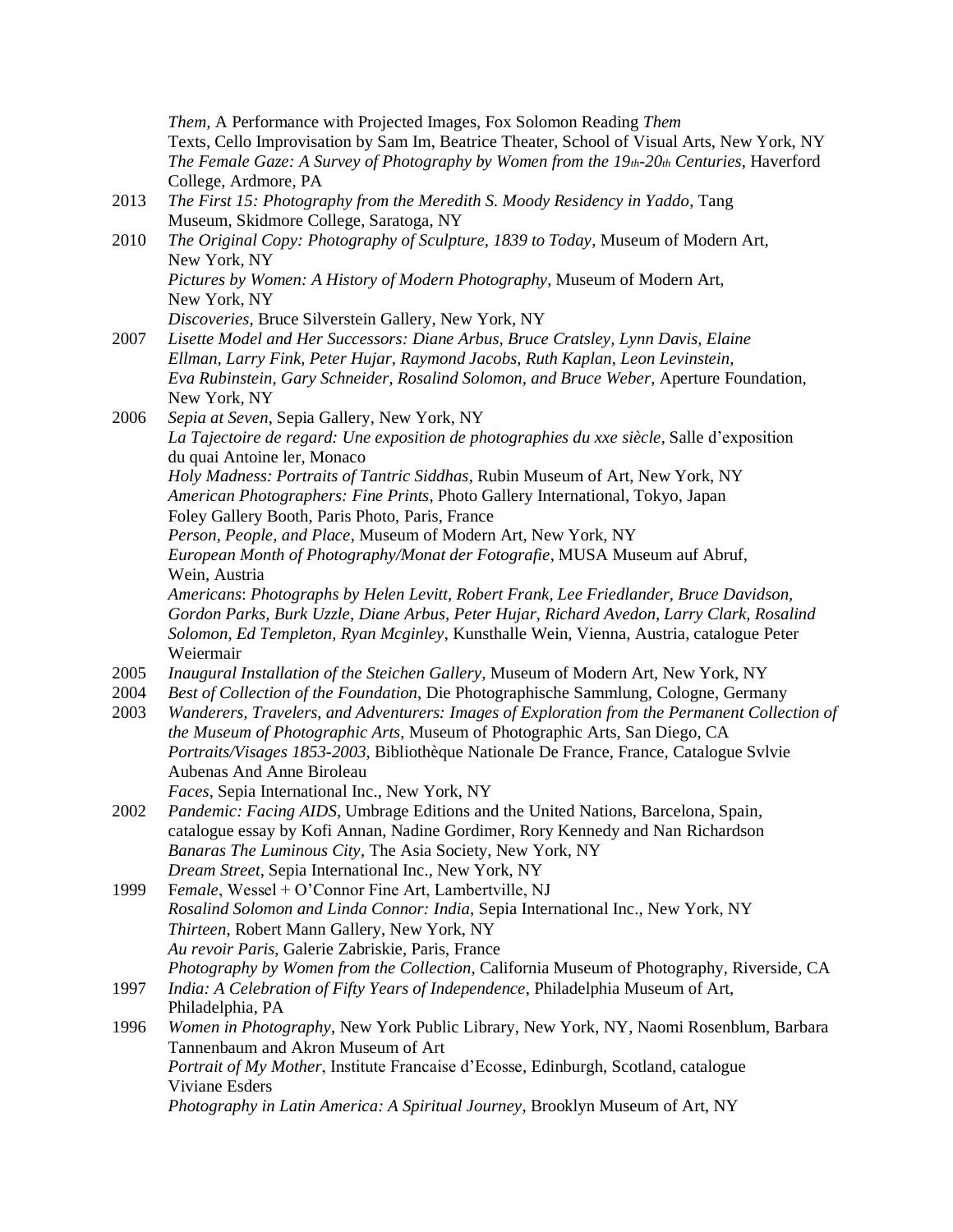*Them*, A Performance with Projected Images, Fox Solomon Reading *Them* Texts, Cello Improvisation by Sam Im, Beatrice Theater, School of Visual Arts, New York, NY

*The Female Gaze: A Survey of Photography by Women from the 19th-20th Centuries*, Haverford College, Ardmore, PA

2013 *The First 15: Photography from the Meredith S. Moody Residency in Yaddo*, Tang Museum, Skidmore College, Saratoga, NY

2010 *The Original Copy: Photography of Sculpture, 1839 to Today*, Museum of Modern Art, New York, NY

*Pictures by Women: A History of Modern Photography*, Museum of Modern Art, New York, NY

*Discoveries*, Bruce Silverstein Gallery, New York, NY

2007 *Lisette Model and Her Successors: Diane Arbus, Bruce Cratsley, Lynn Davis, Elaine Ellman, Larry Fink, Peter Hujar, Raymond Jacobs, Ruth Kaplan, Leon Levinstein, Eva Rubinstein, Gary Schneider, Rosalind Solomon, and Bruce Weber*, Aperture Foundation, New York, NY

2006 *Sepia at Seven*, Sepia Gallery, New York, NY

*La Tajectoire de regard: Une exposition de photographies du xxe siècle*, Salle d'exposition du quai Antoine ler, Monaco

*Holy Madness: Portraits of Tantric Siddhas*, Rubin Museum of Art, New York, NY

*American Photographers: Fine Prints*, Photo Gallery International, Tokyo, Japan

Foley Gallery Booth, Paris Photo, Paris, France

*Person, People, and Place*, Museum of Modern Art, New York, NY

*European Month of Photography/Monat der Fotografie*, MUSA Museum auf Abruf, Wein, Austria

*Americans*: *Photographs by Helen Levitt, Robert Frank, Lee Friedlander, Bruce Davidson, Gordon Parks, Burk Uzzle, Diane Arbus, Peter Hujar, Richard Avedon, Larry Clark, Rosalind Solomon, Ed Templeton, Ryan Mcginley*, Kunsthalle Wein, Vienna, Austria, catalogue Peter Weiermair

2005 *Inaugural Installation of the Steichen Gallery*, Museum of Modern Art, New York, NY

2004 *Best of Collection of the Foundation*, Die Photographische Sammlung, Cologne, Germany

2003 *Wanderers, Travelers, and Adventurers: Images of Exploration from the Permanent Collection of the Museum of Photographic Arts*, Museum of Photographic Arts, San Diego, CA

*Portraits/Visages 1853-2003*, Bibliothèque Nationale De France, France, Catalogue Svlvie Aubenas And Anne Biroleau

*Faces*, Sepia International Inc., New York, NY

2002 *Pandemic: Facing AIDS*, Umbrage Editions and the United Nations, Barcelona, Spain, catalogue essay by Kofi Annan, Nadine Gordimer, Rory Kennedy and Nan Richardson

*Banaras The Luminous City*, The Asia Society, New York, NY

*Dream Street*, Sepia International Inc., New York, NY

1999 F*emale*, Wessel + O'Connor Fine Art, Lambertville, NJ

*Rosalind Solomon and Linda Connor: India*, Sepia International Inc., New York, NY

*Thirteen*, Robert Mann Gallery, New York, NY

*Au revoir Paris*, Galerie Zabriskie, Paris, France

*Photography by Women from the Collection*, California Museum of Photography, Riverside, CA

1997 *India: A Celebration of Fifty Years of Independence*, Philadelphia Museum of Art, Philadelphia, PA

1996 *Women in Photography*, New York Public Library, New York, NY, Naomi Rosenblum, Barbara Tannenbaum and Akron Museum of Art

*Portrait of My Mother*, Institute Francaise d'Ecosse, Edinburgh, Scotland, catalogue Viviane Esders

*Photography in Latin America: A Spiritual Journey*, Brooklyn Museum of Art, NY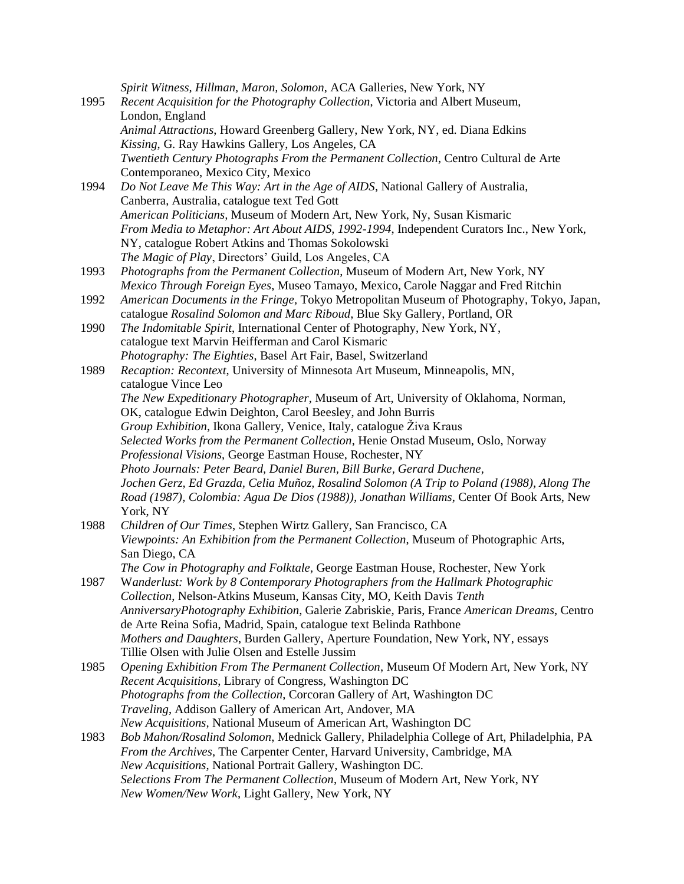*Spirit Witness, Hillman, Maron, Solomon*, ACA Galleries, New York, NY

1995 *Recent Acquisition for the Photography Collection*, Victoria and Albert Museum, London, England
*Animal Attractions,* Howard Greenberg Gallery, New York, NY, ed. Diana Edkins
*Kissing*, G. Ray Hawkins Gallery, Los Angeles, CA
*Twentieth Century Photographs From the Permanent Collection*, Centro Cultural de Arte Contemporaneo, Mexico City, Mexico

1994 *Do Not Leave Me This Way: Art in the Age of AIDS*, National Gallery of Australia, Canberra, Australia, catalogue text Ted Gott
*American Politicians,* Museum of Modern Art, New York, Ny, Susan Kismaric
*From Media to Metaphor: Art About AIDS, 1992-1994*, Independent Curators Inc., New York, NY, catalogue Robert Atkins and Thomas Sokolowski
*The Magic of Play*, Directors' Guild, Los Angeles, CA

1993 *Photographs from the Permanent Collection,* Museum of Modern Art, New York, NY
*Mexico Through Foreign Eyes*, Museo Tamayo, Mexico, Carole Naggar and Fred Ritchin

1992 *American Documents in the Fringe,* Tokyo Metropolitan Museum of Photography, Tokyo, Japan, catalogue *Rosalind Solomon and Marc Riboud*, Blue Sky Gallery, Portland, OR

1990 *The Indomitable Spirit*, International Center of Photography, New York, NY, catalogue text Marvin Heifferman and Carol Kismaric
*Photography: The Eighties*, Basel Art Fair, Basel, Switzerland

1989 *Recaption: Recontext*, University of Minnesota Art Museum, Minneapolis, MN, catalogue Vince Leo
*The New Expeditionary Photographer*, Museum of Art, University of Oklahoma, Norman, OK, catalogue Edwin Deighton, Carol Beesley, and John Burris
*Group Exhibition*, Ikona Gallery, Venice, Italy, catalogue Živa Kraus
*Selected Works from the Permanent Collection*, Henie Onstad Museum, Oslo, Norway
*Professional Visions,* George Eastman House, Rochester, NY
*Photo Journals: Peter Beard, Daniel Buren, Bill Burke, Gerard Duchene, Jochen Gerz, Ed Grazda, Celia Muñoz, Rosalind Solomon (A Trip to Poland (1988), Along The Road (1987), Colombia: Agua De Dios (1988)), Jonathan Williams*, Center Of Book Arts, New York, NY

1988 *Children of Our Times*, Stephen Wirtz Gallery, San Francisco, CA
*Viewpoints: An Exhibition from the Permanent Collection*, Museum of Photographic Arts, San Diego, CA
*The Cow in Photography and Folktale,* George Eastman House, Rochester, New York

1987 W*anderlust: Work by 8 Contemporary Photographers from the Hallmark Photographic Collection*, Nelson-Atkins Museum, Kansas City, MO, Keith Davis *Tenth AnniversaryPhotography Exhibition*, Galerie Zabriskie, Paris, France *American Dreams*, Centro de Arte Reina Sofia, Madrid, Spain, catalogue text Belinda Rathbone
*Mothers and Daughters*, Burden Gallery, Aperture Foundation, New York, NY, essays Tillie Olsen with Julie Olsen and Estelle Jussim

1985 *Opening Exhibition From The Permanent Collection*, Museum Of Modern Art, New York, NY
*Recent Acquisitions*, Library of Congress, Washington DC
*Photographs from the Collection*, Corcoran Gallery of Art, Washington DC
*Traveling*, Addison Gallery of American Art, Andover, MA
*New Acquisitions*, National Museum of American Art, Washington DC

1983 *Bob Mahon/Rosalind Solomon,* Mednick Gallery, Philadelphia College of Art, Philadelphia, PA
*From the Archives*, The Carpenter Center, Harvard University, Cambridge, MA
*New Acquisitions*, National Portrait Gallery, Washington DC.
*Selections From The Permanent Collection*, Museum of Modern Art, New York, NY
*New Women/New Work*, Light Gallery, New York, NY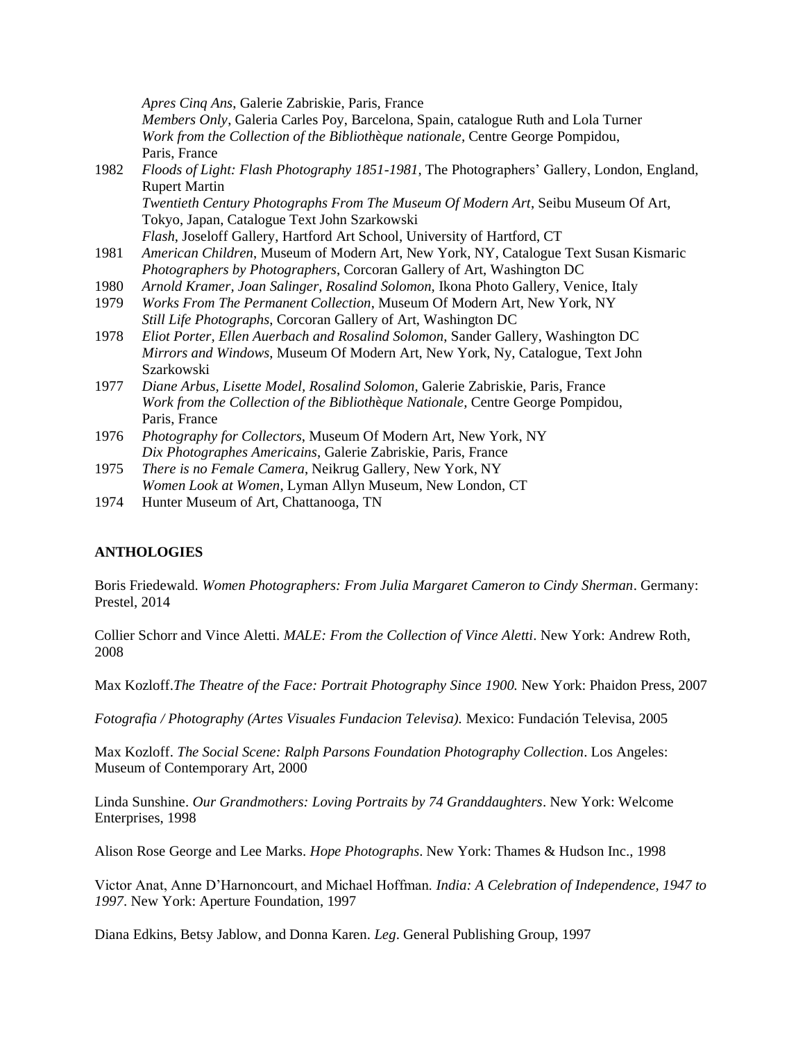*Apres Cinq Ans*, Galerie Zabriskie, Paris, France
*Members Only*, Galeria Carles Poy, Barcelona, Spain, catalogue Ruth and Lola Turner
*Work from the Collection of the Bibliothèque nationale,* Centre George Pompidou, Paris, France

1982 *Floods of Light: Flash Photography 1851-1981,* The Photographers' Gallery, London, England, Rupert Martin
*Twentieth Century Photographs From The Museum Of Modern Art*, Seibu Museum Of Art, Tokyo, Japan, Catalogue Text John Szarkowski
*Flash*, Joseloff Gallery, Hartford Art School, University of Hartford, CT

1981 *American Children*, Museum of Modern Art, New York, NY, Catalogue Text Susan Kismaric
*Photographers by Photographers*, Corcoran Gallery of Art, Washington DC

1980 *Arnold Kramer, Joan Salinger, Rosalind Solomon,* Ikona Photo Gallery, Venice, Italy

1979 *Works From The Permanent Collection*, Museum Of Modern Art, New York, NY
*Still Life Photographs*, Corcoran Gallery of Art, Washington DC

1978 *Eliot Porter, Ellen Auerbach and Rosalind Solomon*, Sander Gallery, Washington DC
*Mirrors and Windows*, Museum Of Modern Art, New York, Ny, Catalogue, Text John Szarkowski

1977 *Diane Arbus, Lisette Model, Rosalind Solomon*, Galerie Zabriskie, Paris, France
*Work from the Collection of the Bibliothèque Nationale,* Centre George Pompidou, Paris, France

1976 *Photography for Collectors*, Museum Of Modern Art, New York, NY
*Dix Photographes Americains*, Galerie Zabriskie, Paris, France

1975 *There is no Female Camera*, Neikrug Gallery, New York, NY
*Women Look at Women*, Lyman Allyn Museum, New London, CT

1974 Hunter Museum of Art, Chattanooga, TN

**ANTHOLOGIES**

Boris Friedewald. *Women Photographers: From Julia Margaret Cameron to Cindy Sherman*. Germany: Prestel, 2014

Collier Schorr and Vince Aletti. *MALE: From the Collection of Vince Aletti*. New York: Andrew Roth, 2008

Max Kozloff.*The Theatre of the Face: Portrait Photography Since 1900.* New York: Phaidon Press, 2007

*Fotografia / Photography (Artes Visuales Fundacion Televisa).* Mexico: Fundación Televisa, 2005

Max Kozloff. *The Social Scene: Ralph Parsons Foundation Photography Collection*. Los Angeles: Museum of Contemporary Art, 2000

Linda Sunshine. *Our Grandmothers: Loving Portraits by 74 Granddaughters*. New York: Welcome Enterprises, 1998

Alison Rose George and Lee Marks. *Hope Photographs*. New York: Thames & Hudson Inc., 1998

Victor Anat, Anne D'Harnoncourt, and Michael Hoffman. *India: A Celebration of Independence, 1947 to 1997*. New York: Aperture Foundation, 1997

Diana Edkins, Betsy Jablow, and Donna Karen. *Leg*. General Publishing Group, 1997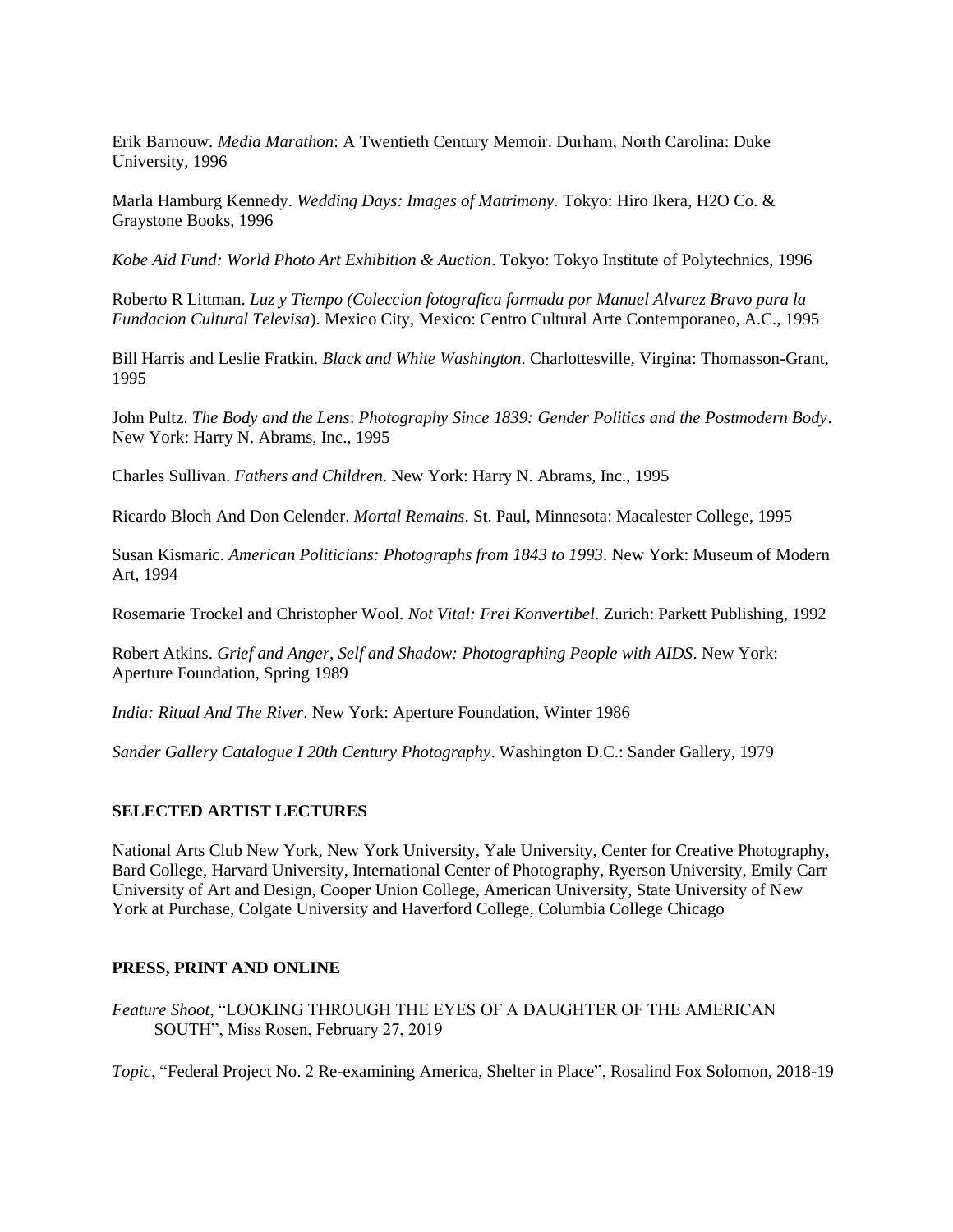Erik Barnouw. *Media Marathon*: A Twentieth Century Memoir. Durham, North Carolina: Duke University, 1996

Marla Hamburg Kennedy. *Wedding Days: Images of Matrimony.* Tokyo: Hiro Ikera, H2O Co. & Graystone Books, 1996

*Kobe Aid Fund: World Photo Art Exhibition & Auction*. Tokyo: Tokyo Institute of Polytechnics, 1996

Roberto R Littman. *Luz y Tiempo (Coleccion fotografica formada por Manuel Alvarez Bravo para la Fundacion Cultural Televisa*). Mexico City, Mexico: Centro Cultural Arte Contemporaneo, A.C., 1995

Bill Harris and Leslie Fratkin. *Black and White Washington*. Charlottesville, Virgina: Thomasson-Grant, 1995

John Pultz. *The Body and the Lens*: *Photography Since 1839: Gender Politics and the Postmodern Body*. New York: Harry N. Abrams, Inc., 1995

Charles Sullivan. *Fathers and Children*. New York: Harry N. Abrams, Inc., 1995

Ricardo Bloch And Don Celender. *Mortal Remains*. St. Paul, Minnesota: Macalester College, 1995

Susan Kismaric. *American Politicians: Photographs from 1843 to 1993*. New York: Museum of Modern Art, 1994

Rosemarie Trockel and Christopher Wool. *Not Vital: Frei Konvertibel*. Zurich: Parkett Publishing, 1992

Robert Atkins. *Grief and Anger, Self and Shadow: Photographing People with AIDS*. New York: Aperture Foundation, Spring 1989

*India: Ritual And The River*. New York: Aperture Foundation, Winter 1986

*Sander Gallery Catalogue I 20th Century Photography*. Washington D.C.: Sander Gallery, 1979

**SELECTED ARTIST LECTURES**

National Arts Club New York, New York University, Yale University, Center for Creative Photography, Bard College, Harvard University, International Center of Photography, Ryerson University, Emily Carr University of Art and Design, Cooper Union College, American University, State University of New York at Purchase, Colgate University and Haverford College, Columbia College Chicago

**PRESS, PRINT AND ONLINE**

*Feature Shoot*, "LOOKING THROUGH THE EYES OF A DAUGHTER OF THE AMERICAN SOUTH", Miss Rosen, February 27, 2019

*Topic*, "Federal Project No. 2 Re-examining America, Shelter in Place", Rosalind Fox Solomon, 2018-19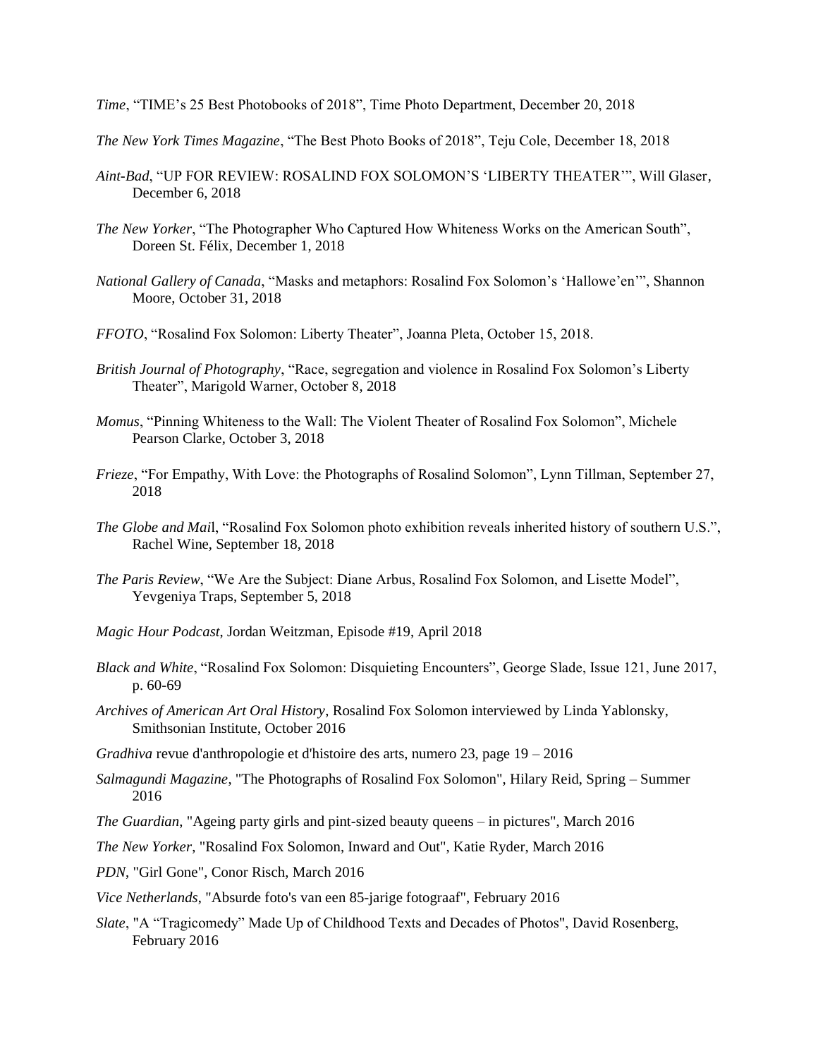*Time*, “TIME’s 25 Best Photobooks of 2018”, Time Photo Department, December 20, 2018

*The New York Times Magazine*, “The Best Photo Books of 2018”, Teju Cole, December 18, 2018

*Aint-Bad*, “UP FOR REVIEW: ROSALIND FOX SOLOMON’S ‘LIBERTY THEATER’”, Will Glaser, December 6, 2018

*The New Yorker*, “The Photographer Who Captured How Whiteness Works on the American South”, Doreen St. Félix, December 1, 2018

*National Gallery of Canada*, “Masks and metaphors: Rosalind Fox Solomon’s ‘Hallowe’en’”, Shannon Moore, October 31, 2018

*FFOTO*, “Rosalind Fox Solomon: Liberty Theater”, Joanna Pleta, October 15, 2018.

*British Journal of Photography*, “Race, segregation and violence in Rosalind Fox Solomon’s Liberty Theater”, Marigold Warner, October 8, 2018

*Momus*, “Pinning Whiteness to the Wall: The Violent Theater of Rosalind Fox Solomon”, Michele Pearson Clarke, October 3, 2018

*Frieze*, “For Empathy, With Love: the Photographs of Rosalind Solomon”, Lynn Tillman, September 27, 2018

*The Globe and Mai*l, “Rosalind Fox Solomon photo exhibition reveals inherited history of southern U.S.”, Rachel Wine, September 18, 2018

*The Paris Review*, “We Are the Subject: Diane Arbus, Rosalind Fox Solomon, and Lisette Model”, Yevgeniya Traps, September 5, 2018

*Magic Hour Podcast*, Jordan Weitzman, Episode #19, April 2018

*Black and White*, “Rosalind Fox Solomon: Disquieting Encounters”, George Slade, Issue 121, June 2017, p. 60-69

*Archives of American Art Oral History*, Rosalind Fox Solomon interviewed by Linda Yablonsky, Smithsonian Institute, October 2016

*Gradhiva* revue d'anthropologie et d'histoire des arts, numero 23, page 19 – 2016

*Salmagundi Magazine*, "The Photographs of Rosalind Fox Solomon", Hilary Reid, Spring – Summer 2016

*The Guardian*, "Ageing party girls and pint-sized beauty queens – in pictures", March 2016

*The New Yorker*, "Rosalind Fox Solomon, Inward and Out", Katie Ryder, March 2016

*PDN*, "Girl Gone", Conor Risch, March 2016

*Vice Netherlands*, "Absurde foto's van een 85-jarige fotograaf", February 2016

*Slate*, "A “Tragicomedy” Made Up of Childhood Texts and Decades of Photos", David Rosenberg, February 2016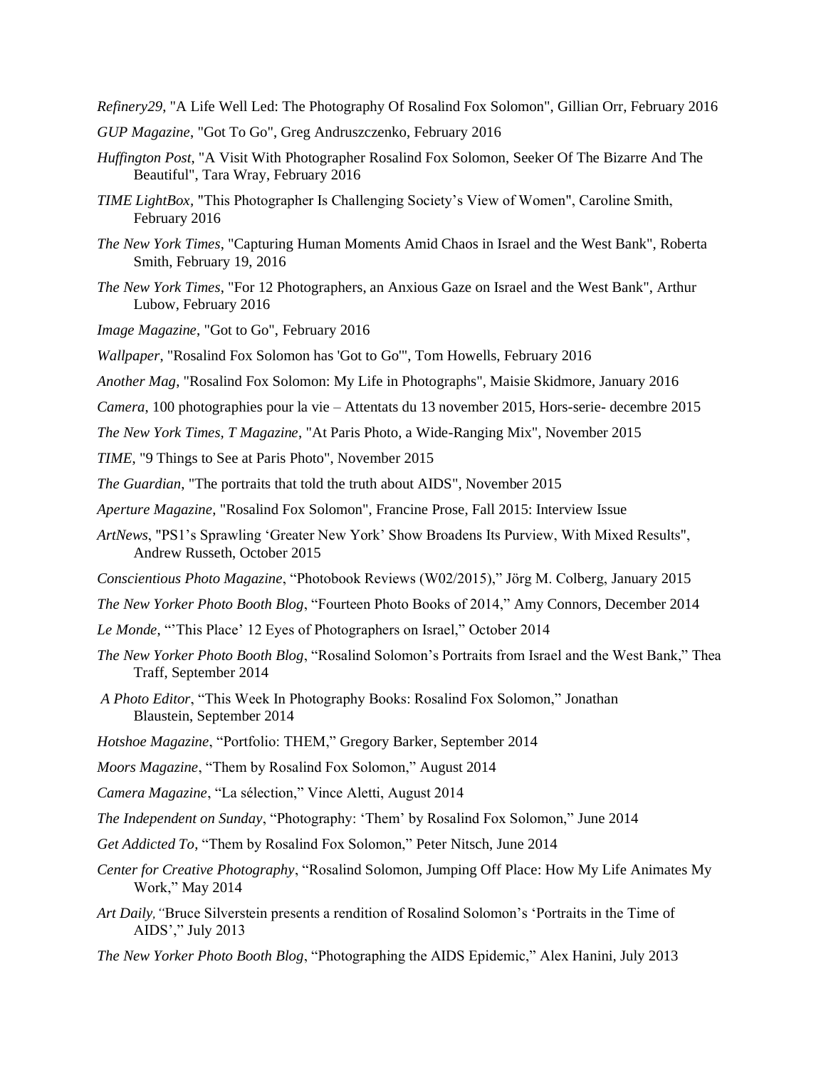*Refinery29*, "A Life Well Led: The Photography Of Rosalind Fox Solomon", Gillian Orr, February 2016

*GUP Magazine*, "Got To Go", Greg Andruszczenko, February 2016

*Huffington Post*, "A Visit With Photographer Rosalind Fox Solomon, Seeker Of The Bizarre And The Beautiful", Tara Wray, February 2016

*TIME LightBox*, "This Photographer Is Challenging Society's View of Women", Caroline Smith, February 2016

*The New York Times*, "Capturing Human Moments Amid Chaos in Israel and the West Bank", Roberta Smith, February 19, 2016

*The New York Times*, "For 12 Photographers, an Anxious Gaze on Israel and the West Bank", Arthur Lubow, February 2016

*Image Magazine*, "Got to Go", February 2016

*Wallpaper*, "Rosalind Fox Solomon has 'Got to Go'", Tom Howells, February 2016

*Another Mag*, "Rosalind Fox Solomon: My Life in Photographs", Maisie Skidmore, January 2016

*Camera*, 100 photographies pour la vie – Attentats du 13 november 2015, Hors-serie- decembre 2015

*The New York Times, T Magazine*, "At Paris Photo, a Wide-Ranging Mix", November 2015

*TIME*, "9 Things to See at Paris Photo", November 2015

*The Guardian*, "The portraits that told the truth about AIDS", November 2015

*Aperture Magazine*, "Rosalind Fox Solomon", Francine Prose, Fall 2015: Interview Issue

*ArtNews*, "PS1's Sprawling 'Greater New York' Show Broadens Its Purview, With Mixed Results", Andrew Russeth, October 2015

*Conscientious Photo Magazine*, "Photobook Reviews (W02/2015)," Jörg M. Colberg, January 2015

*The New Yorker Photo Booth Blog*, "Fourteen Photo Books of 2014," Amy Connors, December 2014

*Le Monde*, "'This Place' 12 Eyes of Photographers on Israel," October 2014

*The New Yorker Photo Booth Blog*, "Rosalind Solomon's Portraits from Israel and the West Bank," Thea Traff, September 2014

*A Photo Editor*, "This Week In Photography Books: Rosalind Fox Solomon," Jonathan Blaustein, September 2014

*Hotshoe Magazine*, "Portfolio: THEM," Gregory Barker, September 2014

*Moors Magazine*, "Them by Rosalind Fox Solomon," August 2014

*Camera Magazine*, "La sélection," Vince Aletti, August 2014

*The Independent on Sunday*, "Photography: 'Them' by Rosalind Fox Solomon," June 2014

*Get Addicted To*, "Them by Rosalind Fox Solomon," Peter Nitsch, June 2014

*Center for Creative Photography*, "Rosalind Solomon, Jumping Off Place: How My Life Animates My Work," May 2014

*Art Daily,* "Bruce Silverstein presents a rendition of Rosalind Solomon's 'Portraits in the Time of AIDS'," July 2013

*The New Yorker Photo Booth Blog*, "Photographing the AIDS Epidemic," Alex Hanini, July 2013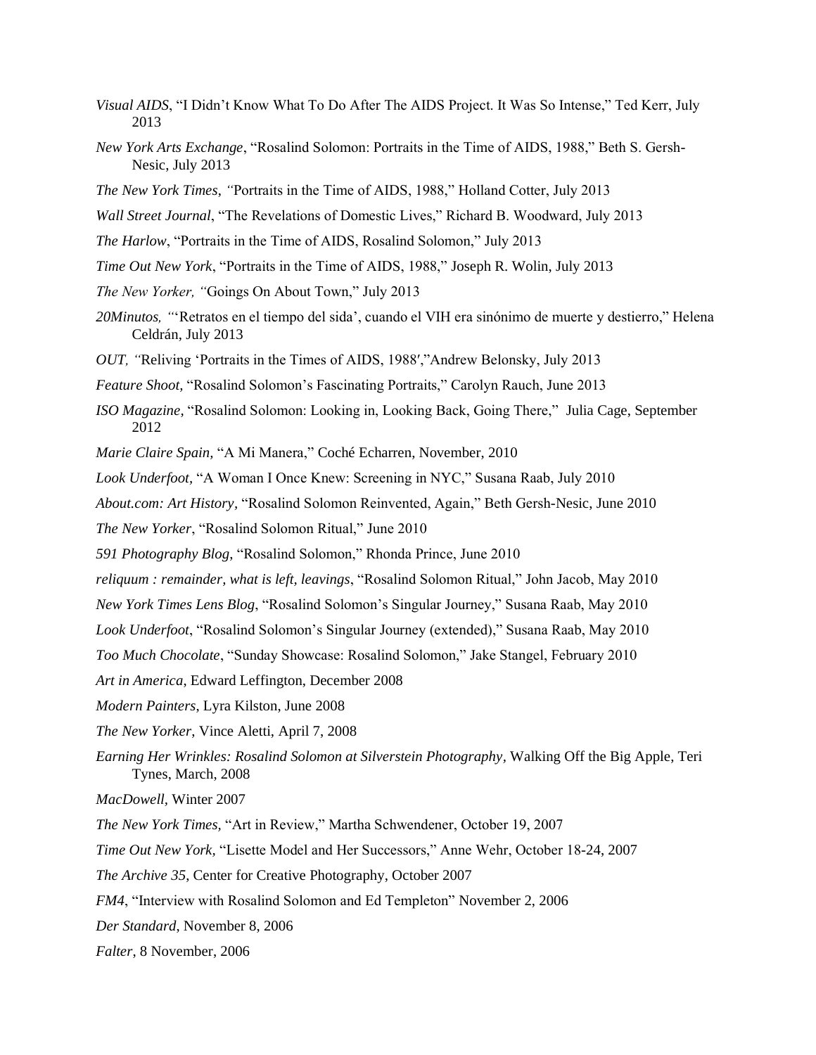*Visual AIDS*, "I Didn't Know What To Do After The AIDS Project. It Was So Intense," Ted Kerr, July 2013

*New York Arts Exchange*, "Rosalind Solomon: Portraits in the Time of AIDS, 1988," Beth S. Gersh-Nesic, July 2013

*The New York Times*, *"*Portraits in the Time of AIDS, 1988," Holland Cotter, July 2013

*Wall Street Journal*, "The Revelations of Domestic Lives," Richard B. Woodward, July 2013

*The Harlow*, "Portraits in the Time of AIDS, Rosalind Solomon," July 2013

*Time Out New York*, "Portraits in the Time of AIDS, 1988," Joseph R. Wolin, July 2013

*The New Yorker, "*Goings On About Town," July 2013

*20Minutos, "*'Retratos en el tiempo del sida', cuando el VIH era sinónimo de muerte y destierro," Helena Celdrán, July 2013

*OUT, "*Reliving 'Portraits in the Times of AIDS, 1988′,"Andrew Belonsky, July 2013

*Feature Shoot,* "Rosalind Solomon's Fascinating Portraits," Carolyn Rauch, June 2013

*ISO Magazine,* "Rosalind Solomon: Looking in, Looking Back, Going There," Julia Cage, September 2012

*Marie Claire Spain,* "A Mi Manera," Coché Echarren, November, 2010

*Look Underfoot,* "A Woman I Once Knew: Screening in NYC," Susana Raab, July 2010

*About.com: Art History,* "Rosalind Solomon Reinvented, Again," Beth Gersh-Nesic, June 2010

*The New Yorker*, "Rosalind Solomon Ritual," June 2010

*591 Photography Blog,* "Rosalind Solomon," Rhonda Prince, June 2010

*reliquum : remainder, what is left, leavings*, "Rosalind Solomon Ritual," John Jacob, May 2010

*New York Times Lens Blog*, "Rosalind Solomon's Singular Journey," Susana Raab, May 2010

*Look Underfoot*, "Rosalind Solomon's Singular Journey (extended)," Susana Raab, May 2010

*Too Much Chocolate*, "Sunday Showcase: Rosalind Solomon," Jake Stangel, February 2010

*Art in America*, Edward Leffington, December 2008

*Modern Painters*, Lyra Kilston, June 2008

*The New Yorker*, Vince Aletti, April 7, 2008

*Earning Her Wrinkles: Rosalind Solomon at Silverstein Photography,* Walking Off the Big Apple, Teri Tynes, March, 2008

*MacDowell,* Winter 2007

*The New York Times,* "Art in Review," Martha Schwendener, October 19, 2007

*Time Out New York,* "Lisette Model and Her Successors," Anne Wehr, October 18-24, 2007

*The Archive 35,* Center for Creative Photography, October 2007

*FM4*, "Interview with Rosalind Solomon and Ed Templeton" November 2, 2006

*Der Standard,* November 8, 2006

*Falter,* 8 November, 2006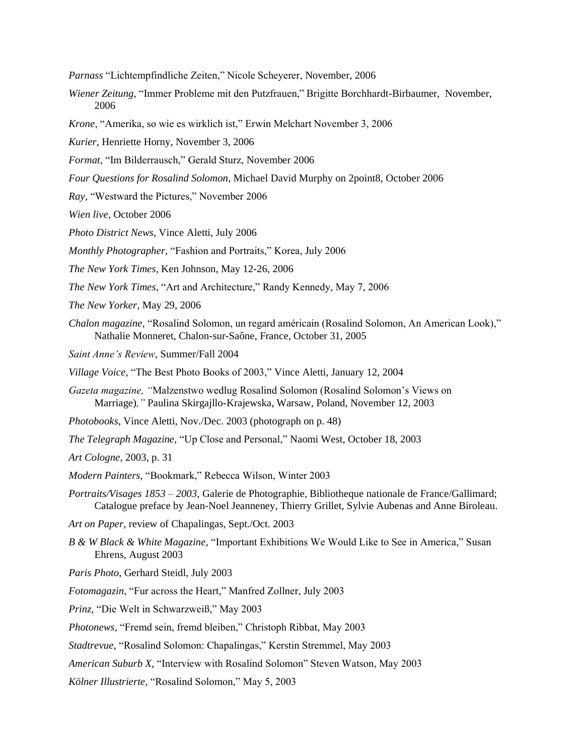*Parnass* “Lichtempfindliche Zeiten,” Nicole Scheyerer, November, 2006

*Wiener Zeitung*, “Immer Probleme mit den Putzfrauen,” Brigitte Borchhardt-Birbaumer, November, 2006

*Krone*, “Amerika, so wie es wirklich ist,” Erwin Melchart November 3, 2006

*Kurier*, Henriette Horny, November 3, 2006

*Format*, “Im Bilderrausch,” Gerald Sturz, November 2006

*Four Questions for Rosalind Solomon*, Michael David Murphy on 2point8, October 2006

*Ray,* “Westward the Pictures,” November 2006

*Wien live*, October 2006

*Photo District News*, Vince Aletti, July 2006

*Monthly Photographer,* “Fashion and Portraits,” Korea, July 2006

*The New York Times*, Ken Johnson, May 12-26, 2006

*The New York Times*, “Art and Architecture,” Randy Kennedy, May 7, 2006

*The New Yorker*, May 29, 2006

*Chalon magazine,* “Rosalind Solomon, un regard américain (Rosalind Solomon, An American Look),” Nathalie Monneret, Chalon-sur-Saône, France, October 31, 2005

*Saint Anne’s Review*, Summer/Fall 2004

*Village Voice,* “The Best Photo Books of 2003,” Vince Aletti, January 12, 2004

*Gazeta magazine, “*Malzenstwo wedlug Rosalind Solomon (Rosalind Solomon’s Views on Marriage)*,”* Paulina Skirgajllo-Krajewska, Warsaw, Poland, November 12, 2003

*Photobooks*, Vince Aletti, Nov./Dec. 2003 (photograph on p. 48)

*The Telegraph Magazine,* “Up Close and Personal,” Naomi West, October 18, 2003

*Art Cologne*, 2003, p. 31

*Modern Painters,* “Bookmark,” Rebecca Wilson, Winter 2003

*Portraits/Visages 1853 – 2003,* Galerie de Photographie, Bibliotheque nationale de France/Gallimard; Catalogue preface by Jean-Noel Jeanneney, Thierry Grillet, Sylvie Aubenas and Anne Biroleau.

*Art on Paper,* review of Chapalingas, Sept./Oct. 2003

*B & W Black & White Magazine,* “Important Exhibitions We Would Like to See in America,” Susan Ehrens, August 2003

*Paris Photo,* Gerhard Steidl, July 2003

*Fotomagazin*, “Fur across the Heart,” Manfred Zollner, July 2003

*Prinz,* “Die Welt in Schwarzweiß,” May 2003

*Photonews*, “Fremd sein, fremd bleiben,” Christoph Ribbat, May 2003

*Stadtrevue*, “Rosalind Solomon: Chapalingas,” Kerstin Stremmel, May 2003

*American Suburb X,* “Interview with Rosalind Solomon” Steven Watson, May 2003

*Kölner Illustrierte,* “Rosalind Solomon,” May 5, 2003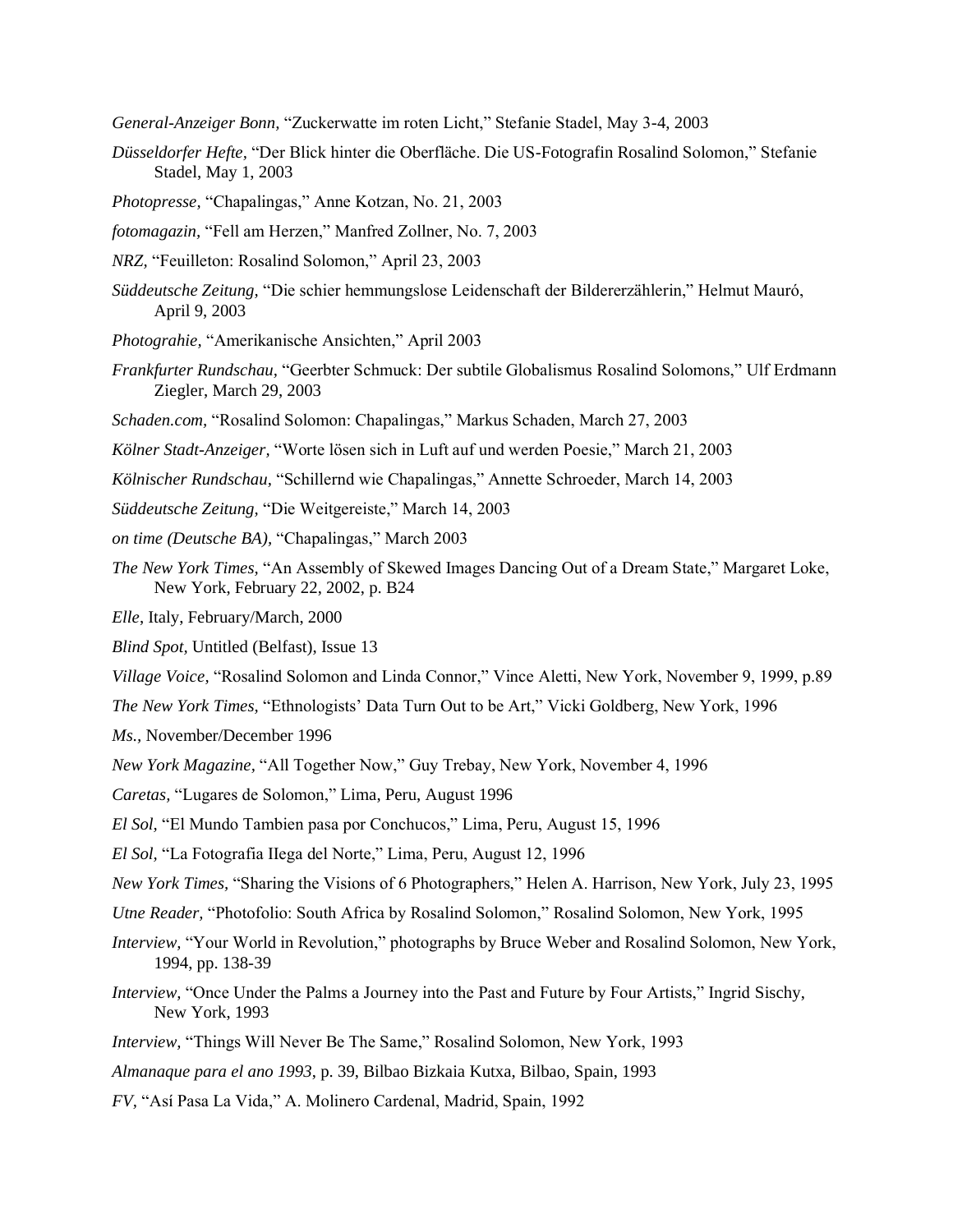*General-Anzeiger Bonn,* “Zuckerwatte im roten Licht,” Stefanie Stadel, May 3-4, 2003

*Düsseldorfer Hefte,* “Der Blick hinter die Oberfläche. Die US-Fotografin Rosalind Solomon,” Stefanie Stadel, May 1, 2003

*Photopresse,* “Chapalingas,” Anne Kotzan, No. 21, 2003

*fotomagazin,* “Fell am Herzen,” Manfred Zollner, No. 7, 2003

*NRZ,* “Feuilleton: Rosalind Solomon,” April 23, 2003

*Süddeutsche Zeitung,* “Die schier hemmungslose Leidenschaft der Bildererzählerin,” Helmut Mauró, April 9, 2003

*Photograhie,* “Amerikanische Ansichten,” April 2003

*Frankfurter Rundschau,* “Geerbter Schmuck: Der subtile Globalismus Rosalind Solomons,” Ulf Erdmann Ziegler, March 29, 2003

*Schaden.com,* “Rosalind Solomon: Chapalingas,” Markus Schaden, March 27, 2003

*Kölner Stadt-Anzeiger,* “Worte lösen sich in Luft auf und werden Poesie,” March 21, 2003

*Kölnischer Rundschau,* “Schillernd wie Chapalingas,” Annette Schroeder, March 14, 2003

*Süddeutsche Zeitung,* “Die Weitgereiste,” March 14, 2003

*on time (Deutsche BA),* “Chapalingas,” March 2003

*The New York Times,* “An Assembly of Skewed Images Dancing Out of a Dream State,” Margaret Loke, New York, February 22, 2002, p. B24

*Elle*, Italy, February/March, 2000

*Blind Spot,* Untitled (Belfast), Issue 13

*Village Voice,* “Rosalind Solomon and Linda Connor,” Vince Aletti, New York, November 9, 1999, p.89

*The New York Times,* “Ethnologists’ Data Turn Out to be Art,” Vicki Goldberg, New York, 1996

*Ms.,* November/December 1996

*New York Magazine,* “All Together Now,” Guy Trebay, New York, November 4, 1996

*Caretas,* “Lugares de Solomon,” Lima, Peru, August 1996

*El Sol,* “El Mundo Tambien pasa por Conchucos,” Lima, Peru, August 15, 1996

*El Sol,* “La Fotografia IIega del Norte,” Lima, Peru, August 12, 1996

*New York Times,* “Sharing the Visions of 6 Photographers,” Helen A. Harrison, New York, July 23, 1995

*Utne Reader,* “Photofolio: South Africa by Rosalind Solomon,” Rosalind Solomon, New York, 1995

*Interview,* “Your World in Revolution,” photographs by Bruce Weber and Rosalind Solomon, New York, 1994, pp. 138-39

*Interview,* “Once Under the Palms a Journey into the Past and Future by Four Artists,” Ingrid Sischy, New York, 1993

*Interview,* “Things Will Never Be The Same,” Rosalind Solomon, New York, 1993

*Almanaque para el ano 1993*, p. 39, Bilbao Bizkaia Kutxa, Bilbao, Spain, 1993

*FV,* “Asi Pasa La Vida,” A. Molinero Cardenal, Madrid, Spain, 1992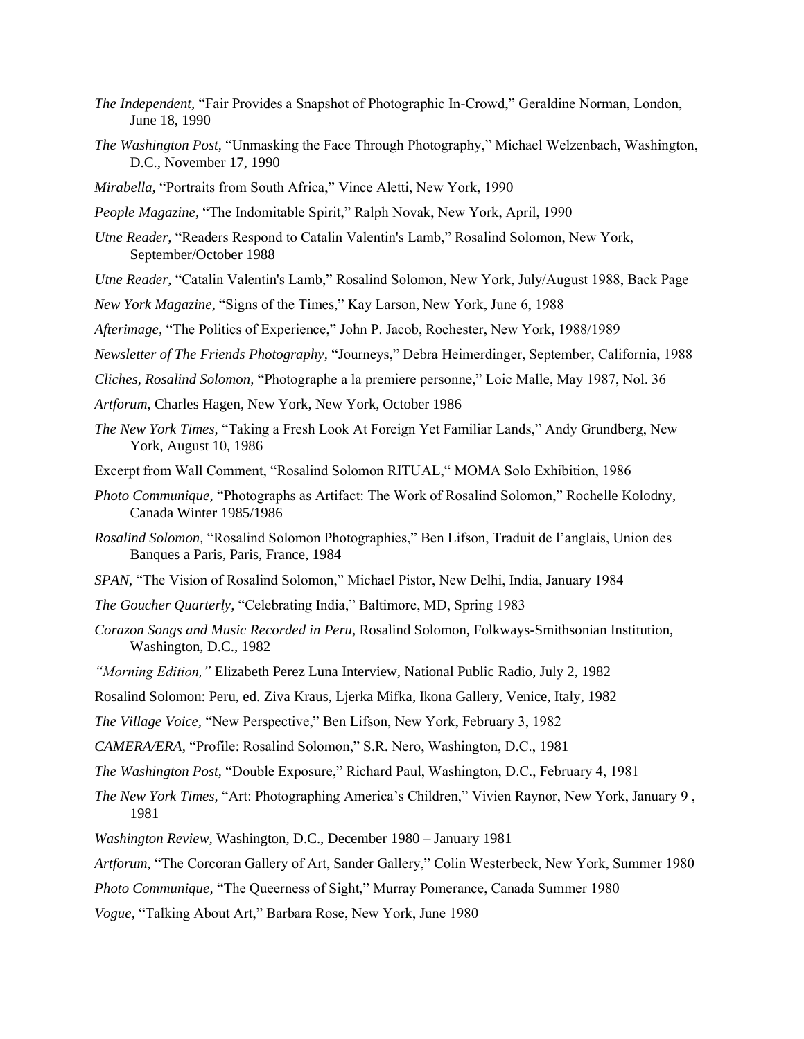*The Independent,* "Fair Provides a Snapshot of Photographic In-Crowd," Geraldine Norman, London, June 18, 1990

*The Washington Post,* "Unmasking the Face Through Photography," Michael Welzenbach, Washington, D.C., November 17, 1990

*Mirabella,* "Portraits from South Africa," Vince Aletti, New York, 1990

*People Magazine,* "The Indomitable Spirit," Ralph Novak, New York, April, 1990

*Utne Reader,* "Readers Respond to Catalin Valentin's Lamb," Rosalind Solomon, New York, September/October 1988

*Utne Reader,* "Catalin Valentin's Lamb," Rosalind Solomon, New York, July/August 1988, Back Page

*New York Magazine,* "Signs of the Times," Kay Larson, New York, June 6, 1988

*Afterimage,* "The Politics of Experience," John P. Jacob, Rochester, New York, 1988/1989

*Newsletter of The Friends Photography,* "Journeys," Debra Heimerdinger, September, California, 1988

*Cliches, Rosalind Solomon,* "Photographe a la premiere personne," Loic Malle, May 1987, Nol. 36

*Artforum*, Charles Hagen, New York, New York, October 1986

*The New York Times,* "Taking a Fresh Look At Foreign Yet Familiar Lands," Andy Grundberg, New York, August 10, 1986

Excerpt from Wall Comment, "Rosalind Solomon RITUAL," MOMA Solo Exhibition, 1986

*Photo Communique,* "Photographs as Artifact: The Work of Rosalind Solomon," Rochelle Kolodny, Canada Winter 1985/1986

*Rosalind Solomon,* "Rosalind Solomon Photographies," Ben Lifson, Traduit de l'anglais, Union des Banques a Paris, Paris, France, 1984

*SPAN,* "The Vision of Rosalind Solomon," Michael Pistor, New Delhi, India, January 1984

*The Goucher Quarterly,* "Celebrating India," Baltimore, MD, Spring 1983

*Corazon Songs and Music Recorded in Peru*, Rosalind Solomon, Folkways-Smithsonian Institution, Washington, D.C., 1982

*"Morning Edition,"* Elizabeth Perez Luna Interview, National Public Radio, July 2, 1982

Rosalind Solomon: Peru, ed. Ziva Kraus, Ljerka Mifka, Ikona Gallery, Venice, Italy, 1982

*The Village Voice,* "New Perspective," Ben Lifson, New York, February 3, 1982

*CAMERA/ERA,* "Profile: Rosalind Solomon," S.R. Nero, Washington, D.C., 1981

*The Washington Post,* "Double Exposure," Richard Paul, Washington, D.C., February 4, 1981

*The New York Times,* "Art: Photographing America's Children," Vivien Raynor, New York, January 9 , 1981

*Washington Review,* Washington, D.C., December 1980 – January 1981

*Artforum,* "The Corcoran Gallery of Art, Sander Gallery," Colin Westerbeck, New York, Summer 1980

*Photo Communique,* "The Queerness of Sight," Murray Pomerance, Canada Summer 1980

*Vogue,* "Talking About Art," Barbara Rose, New York, June 1980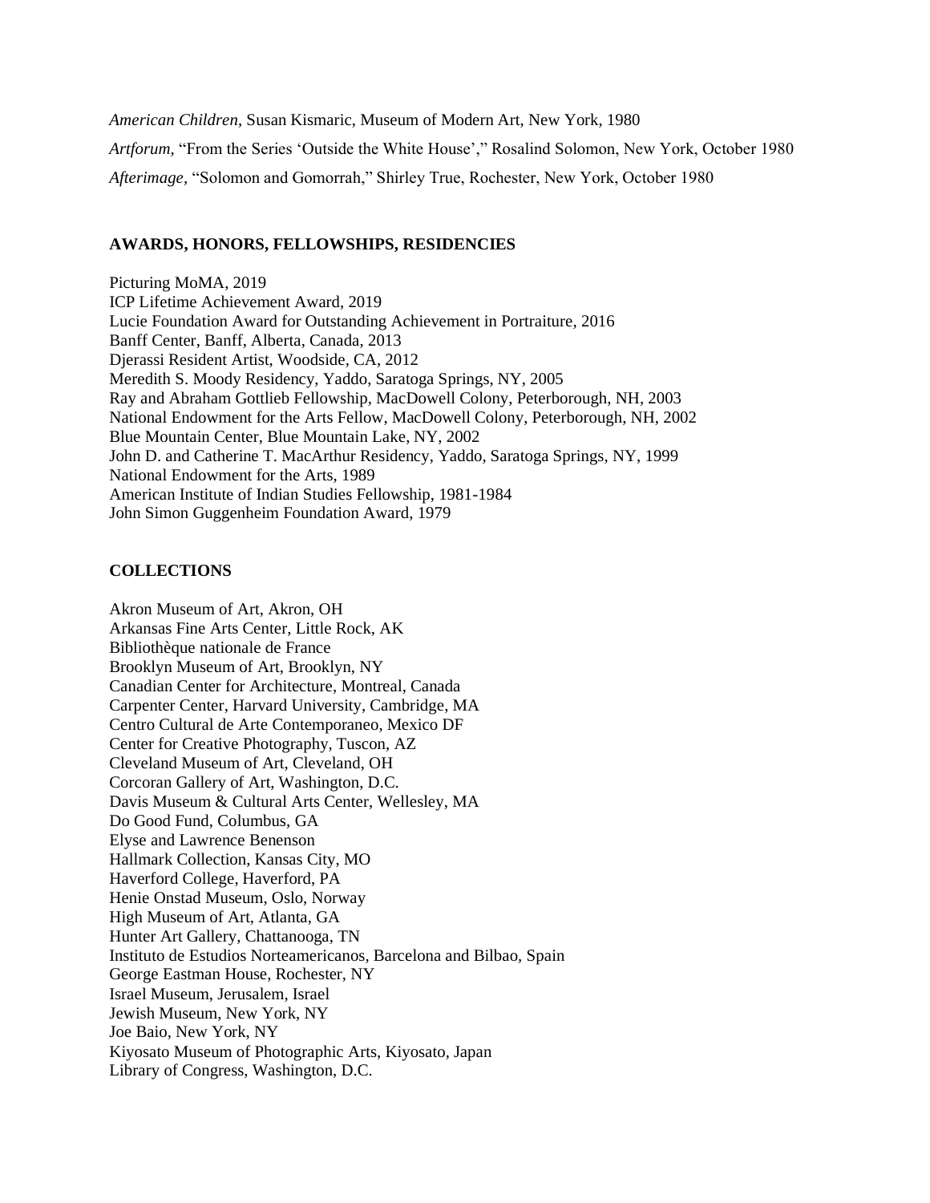*American Children*, Susan Kismaric, Museum of Modern Art, New York, 1980

*Artforum,* "From the Series 'Outside the White House'," Rosalind Solomon, New York, October 1980

*Afterimage,* "Solomon and Gomorrah," Shirley True, Rochester, New York, October 1980

**AWARDS, HONORS, FELLOWSHIPS, RESIDENCIES**

Picturing MoMA, 2019
ICP Lifetime Achievement Award, 2019
Lucie Foundation Award for Outstanding Achievement in Portraiture, 2016
Banff Center, Banff, Alberta, Canada, 2013
Djerassi Resident Artist, Woodside, CA, 2012
Meredith S. Moody Residency, Yaddo, Saratoga Springs, NY, 2005
Ray and Abraham Gottlieb Fellowship, MacDowell Colony, Peterborough, NH, 2003
National Endowment for the Arts Fellow, MacDowell Colony, Peterborough, NH, 2002
Blue Mountain Center, Blue Mountain Lake, NY, 2002
John D. and Catherine T. MacArthur Residency, Yaddo, Saratoga Springs, NY, 1999
National Endowment for the Arts, 1989
American Institute of Indian Studies Fellowship, 1981-1984
John Simon Guggenheim Foundation Award, 1979

**COLLECTIONS**

Akron Museum of Art, Akron, OH
Arkansas Fine Arts Center, Little Rock, AK
Bibliothèque nationale de France
Brooklyn Museum of Art, Brooklyn, NY
Canadian Center for Architecture, Montreal, Canada
Carpenter Center, Harvard University, Cambridge, MA
Centro Cultural de Arte Contemporaneo, Mexico DF
Center for Creative Photography, Tuscon, AZ
Cleveland Museum of Art, Cleveland, OH
Corcoran Gallery of Art, Washington, D.C.
Davis Museum & Cultural Arts Center, Wellesley, MA
Do Good Fund, Columbus, GA
Elyse and Lawrence Benenson
Hallmark Collection, Kansas City, MO
Haverford College, Haverford, PA
Henie Onstad Museum, Oslo, Norway
High Museum of Art, Atlanta, GA
Hunter Art Gallery, Chattanooga, TN
Instituto de Estudios Norteamericanos, Barcelona and Bilbao, Spain
George Eastman House, Rochester, NY
Israel Museum, Jerusalem, Israel
Jewish Museum, New York, NY
Joe Baio, New York, NY
Kiyosato Museum of Photographic Arts, Kiyosato, Japan
Library of Congress, Washington, D.C.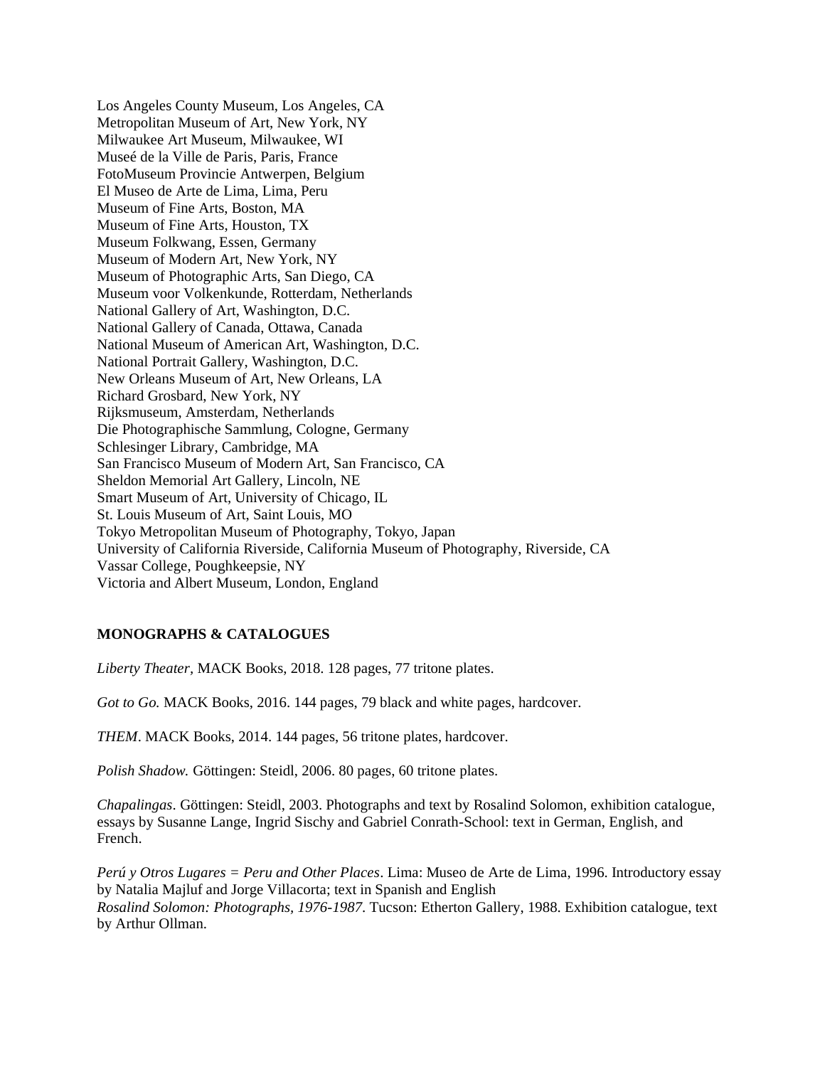Los Angeles County Museum, Los Angeles, CA
Metropolitan Museum of Art, New York, NY
Milwaukee Art Museum, Milwaukee, WI
Museé de la Ville de Paris, Paris, France
FotoMuseum Provincie Antwerpen, Belgium
El Museo de Arte de Lima, Lima, Peru
Museum of Fine Arts, Boston, MA
Museum of Fine Arts, Houston, TX
Museum Folkwang, Essen, Germany
Museum of Modern Art, New York, NY
Museum of Photographic Arts, San Diego, CA
Museum voor Volkenkunde, Rotterdam, Netherlands
National Gallery of Art, Washington, D.C.
National Gallery of Canada, Ottawa, Canada
National Museum of American Art, Washington, D.C.
National Portrait Gallery, Washington, D.C.
New Orleans Museum of Art, New Orleans, LA
Richard Grosbard, New York, NY
Rijksmuseum, Amsterdam, Netherlands
Die Photographische Sammlung, Cologne, Germany
Schlesinger Library, Cambridge, MA
San Francisco Museum of Modern Art, San Francisco, CA
Sheldon Memorial Art Gallery, Lincoln, NE
Smart Museum of Art, University of Chicago, IL
St. Louis Museum of Art, Saint Louis, MO
Tokyo Metropolitan Museum of Photography, Tokyo, Japan
University of California Riverside, California Museum of Photography, Riverside, CA
Vassar College, Poughkeepsie, NY
Victoria and Albert Museum, London, England

**MONOGRAPHS & CATALOGUES**

*Liberty Theater*, MACK Books, 2018. 128 pages, 77 tritone plates.

*Got to Go.* MACK Books, 2016. 144 pages, 79 black and white pages, hardcover.

*THEM*. MACK Books, 2014. 144 pages, 56 tritone plates, hardcover.

*Polish Shadow.* Göttingen: Steidl, 2006. 80 pages, 60 tritone plates.

*Chapalingas*. Göttingen: Steidl, 2003. Photographs and text by Rosalind Solomon, exhibition catalogue, essays by Susanne Lange, Ingrid Sischy and Gabriel Conrath-School: text in German, English, and French.

*Perú y Otros Lugares = Peru and Other Places*. Lima: Museo de Arte de Lima, 1996. Introductory essay by Natalia Majluf and Jorge Villacorta; text in Spanish and English
*Rosalind Solomon: Photographs, 1976-1987.* Tucson: Etherton Gallery, 1988. Exhibition catalogue, text by Arthur Ollman.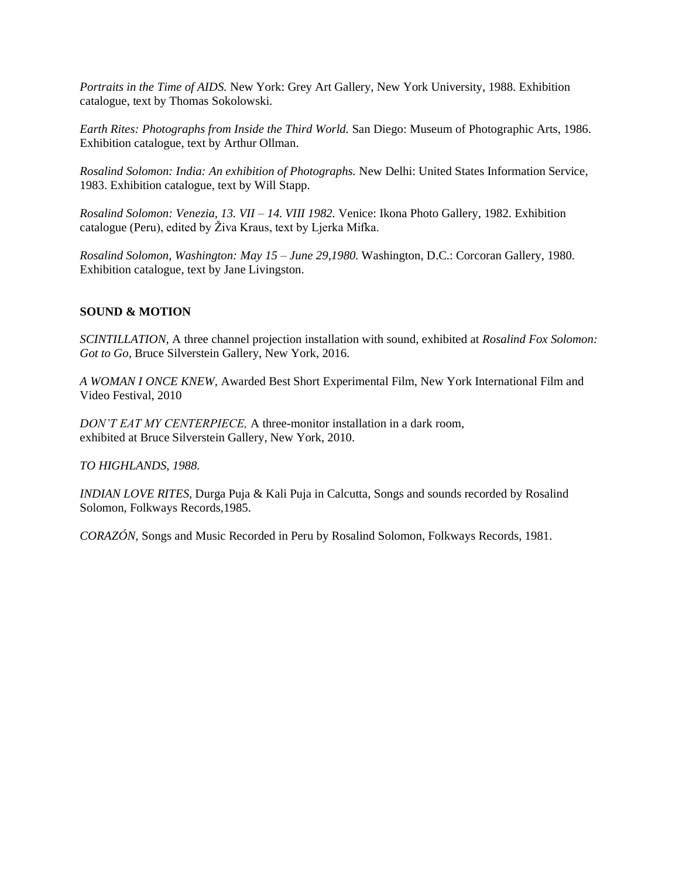*Portraits in the Time of AIDS.* New York: Grey Art Gallery, New York University, 1988. Exhibition catalogue, text by Thomas Sokolowski.

*Earth Rites: Photographs from Inside the Third World.* San Diego: Museum of Photographic Arts, 1986. Exhibition catalogue, text by Arthur Ollman.

*Rosalind Solomon: India: An exhibition of Photographs.* New Delhi: United States Information Service, 1983. Exhibition catalogue, text by Will Stapp.

*Rosalind Solomon: Venezia, 13. VII – 14. VIII 1982.* Venice: Ikona Photo Gallery, 1982. Exhibition catalogue (Peru), edited by Živa Kraus, text by Ljerka Mifka.

*Rosalind Solomon, Washington: May 15 – June 29,1980.* Washington, D.C.: Corcoran Gallery, 1980. Exhibition catalogue, text by Jane Livingston.

**SOUND & MOTION**

*SCINTILLATION,* A three channel projection installation with sound, exhibited at *Rosalind Fox Solomon: Got to Go*, Bruce Silverstein Gallery, New York, 2016.

*A WOMAN I ONCE KNEW,* Awarded Best Short Experimental Film, New York International Film and Video Festival, 2010

*DON'T EAT MY CENTERPIECE,* A three-monitor installation in a dark room, exhibited at Bruce Silverstein Gallery, New York, 2010.

*TO HIGHLANDS, 1988.*

*INDIAN LOVE RITES,* Durga Puja & Kali Puja in Calcutta, Songs and sounds recorded by Rosalind Solomon, Folkways Records,1985.

*CORAZÓN,* Songs and Music Recorded in Peru by Rosalind Solomon, Folkways Records, 1981.